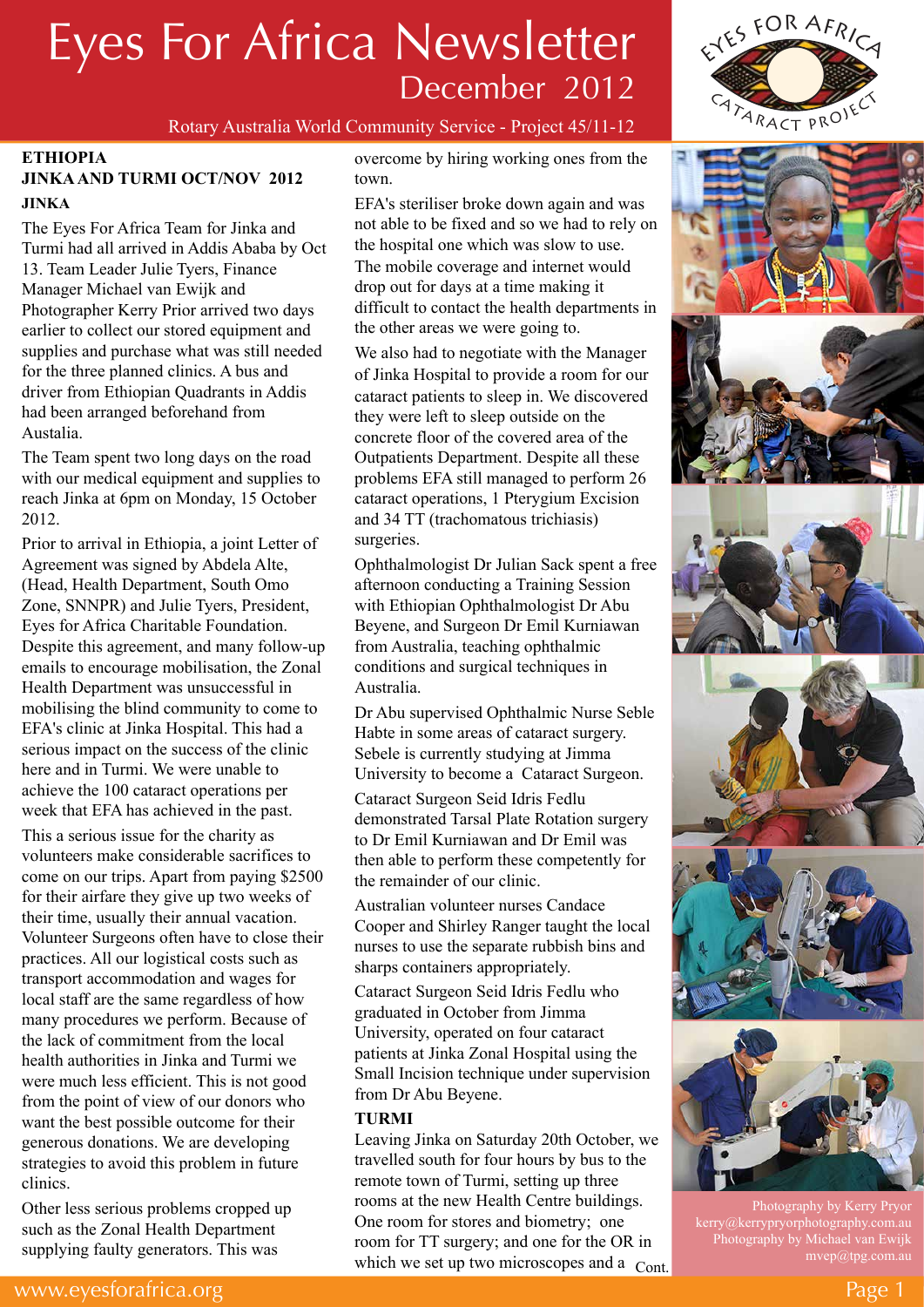# Eyes For Africa Newsletter

## December 2012

Rotary Australia World Community Service - Project 45/11-12

### ETHIOPIA
### JINKA AND TURMI OCT/NOV 2012

**JINKA**

The Eyes For Africa Team for Jinka and Turmi had all arrived in Addis Ababa by Oct 13. Team Leader Julie Tyers, Finance Manager Michael van Ewijk and Photographer Kerry Prior arrived two days earlier to collect our stored equipment and supplies and purchase what was still needed for the three planned clinics. A bus and driver from Ethiopian Quadrants in Addis had been arranged beforehand from Austalia.

The Team spent two long days on the road with our medical equipment and supplies to reach Jinka at 6pm on Monday, 15 October 2012.

Prior to arrival in Ethiopia, a joint Letter of Agreement was signed by Abdela Alte, (Head, Health Department, South Omo Zone, SNNPR) and Julie Tyers, President, Eyes for Africa Charitable Foundation. Despite this agreement, and many follow-up emails to encourage mobilisation, the Zonal Health Department was unsuccessful in mobilising the blind community to come to EFA's clinic at Jinka Hospital. This had a serious impact on the success of the clinic here and in Turmi. We were unable to achieve the 100 cataract operations per week that EFA has achieved in the past.

This a serious issue for the charity as volunteers make considerable sacrifices to come on our trips. Apart from paying $2500 for their airfare they give up two weeks of their time, usually their annual vacation. Volunteer Surgeons often have to close their practices. All our logistical costs such as transport accommodation and wages for local staff are the same regardless of how many procedures we perform. Because of the lack of commitment from the local health authorities in Jinka and Turmi we were much less efficient. This is not good from the point of view of our donors who want the best possible outcome for their generous donations. We are developing strategies to avoid this problem in future clinics.

Other less serious problems cropped up such as the Zonal Health Department supplying faulty generators. This was overcome by hiring working ones from the town.

EFA's steriliser broke down again and was not able to be fixed and so we had to rely on the hospital one which was slow to use. The mobile coverage and internet would drop out for days at a time making it difficult to contact the health departments in the other areas we were going to.

We also had to negotiate with the Manager of Jinka Hospital to provide a room for our cataract patients to sleep in. We discovered they were left to sleep outside on the concrete floor of the covered area of the Outpatients Department. Despite all these problems EFA still managed to perform 26 cataract operations, 1 Pterygium Excision and 34 TT (trachomatous trichiasis) surgeries.

Ophthalmologist Dr Julian Sack spent a free afternoon conducting a Training Session with Ethiopian Ophthalmologist Dr Abu Beyene, and Surgeon Dr Emil Kurniawan from Australia, teaching ophthalmic conditions and surgical techniques in Australia.

Dr Abu supervised Ophthalmic Nurse Seble Habte in some areas of cataract surgery. Sebele is currently studying at Jimma University to become a Cataract Surgeon.

Cataract Surgeon Seid Idris Fedlu demonstrated Tarsal Plate Rotation surgery to Dr Emil Kurniawan and Dr Emil was then able to perform these competently for the remainder of our clinic.

Australian volunteer nurses Candace Cooper and Shirley Ranger taught the local nurses to use the separate rubbish bins and sharps containers appropriately.

Cataract Surgeon Seid Idris Fedlu who graduated in October from Jimma University, operated on four cataract patients at Jinka Zonal Hospital using the Small Incision technique under supervision from Dr Abu Beyene.

**TURMI**

Leaving Jinka on Saturday 20th October, we travelled south for four hours by bus to the remote town of Turmi, setting up three rooms at the new Health Centre buildings. One room for stores and biometry; one room for TT surgery; and one for the OR in which we set up two microscopes and a Cont.

Photography by Kerry Pryor kerry@kerrypryorphotography.com.au
Photography by Michael van Ewijk mvep@tpg.com.au

www.eyesforafrica.org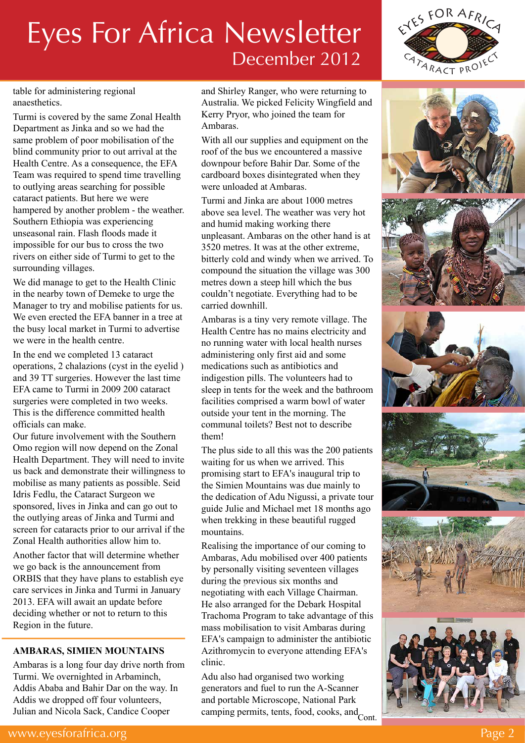table for administering regional anaesthetics.

Turmi is covered by the same Zonal Health Department as Jinka and so we had the same problem of poor mobilisation of the blind community prior to out arrival at the Health Centre. As a consequence, the EFA Team was required to spend time travelling to outlying areas searching for possible cataract patients. But here we were hampered by another problem - the weather. Southern Ethiopia was experiencing unseasonal rain. Flash floods made it impossible for our bus to cross the two rivers on either side of Turmi to get to the surrounding villages.

We did manage to get to the Health Clinic in the nearby town of Demeke to urge the Manager to try and mobilise patients for us. We even erected the EFA banner in a tree at the busy local market in Turmi to advertise we were in the health centre.

In the end we completed 13 cataract operations, 2 chalazions (cyst in the eyelid ) and 39 TT surgeries. However the last time EFA came to Turmi in 2009 200 cataract surgeries were completed in two weeks. This is the difference committed health officials can make.

Our future involvement with the Southern Omo region will now depend on the Zonal Health Department. They will need to invite us back and demonstrate their willingness to mobilise as many patients as possible. Seid Idris Fedlu, the Cataract Surgeon we sponsored, lives in Jinka and can go out to the outlying areas of Jinka and Turmi and screen for cataracts prior to our arrival if the Zonal Health authorities allow him to.

Another factor that will determine whether we go back is the announcement from ORBIS that they have plans to establish eye care services in Jinka and Turmi in January 2013. EFA will await an update before deciding whether or not to return to this Region in the future.

## AMBARAS, SIMIEN MOUNTAINS

Ambaras is a long four day drive north from Turmi. We overnighted in Arbaminch, Addis Ababa and Bahir Dar on the way. In Addis we dropped off four volunteers, Julian and Nicola Sack, Candice Cooper and Shirley Ranger, who were returning to Australia. We picked Felicity Wingfield and Kerry Pryor, who joined the team for Ambaras.

With all our supplies and equipment on the roof of the bus we encountered a massive downpour before Bahir Dar. Some of the cardboard boxes disintegrated when they were unloaded at Ambaras.

Turmi and Jinka are about 1000 metres above sea level. The weather was very hot and humid making working there unpleasant. Ambaras on the other hand is at 3520 metres. It was at the other extreme, bitterly cold and windy when we arrived. To compound the situation the village was 300 metres down a steep hill which the bus couldn't negotiate. Everything had to be carried downhill.

Ambaras is a tiny very remote village. The Health Centre has no mains electricity and no running water with local health nurses administering only first aid and some medications such as antibiotics and indigestion pills. The volunteers had to sleep in tents for the week and the bathroom facilities comprised a warm bowl of water outside your tent in the morning. The communal toilets? Best not to describe them!

The plus side to all this was the 200 patients waiting for us when we arrived. This promising start to EFA's inaugural trip to the Simien Mountains was due mainly to the dedication of Adu Nigussi, a private tour guide Julie and Michael met 18 months ago when trekking in these beautiful rugged mountains.

Realising the importance of our coming to Ambaras, Adu mobilised over 400 patients by personally visiting seventeen villages during the previous six months and negotiating with each Village Chairman. He also arranged for the Debark Hospital Trachoma Program to take advantage of this mass mobilisation to visit Ambaras during EFA's campaign to administer the antibiotic Azithromycin to everyone attending EFA's clinic.

Adu also had organised two working generators and fuel to run the A-Scanner and portable Microscope, National Park camping permits, tents, food, cooks, and Cont.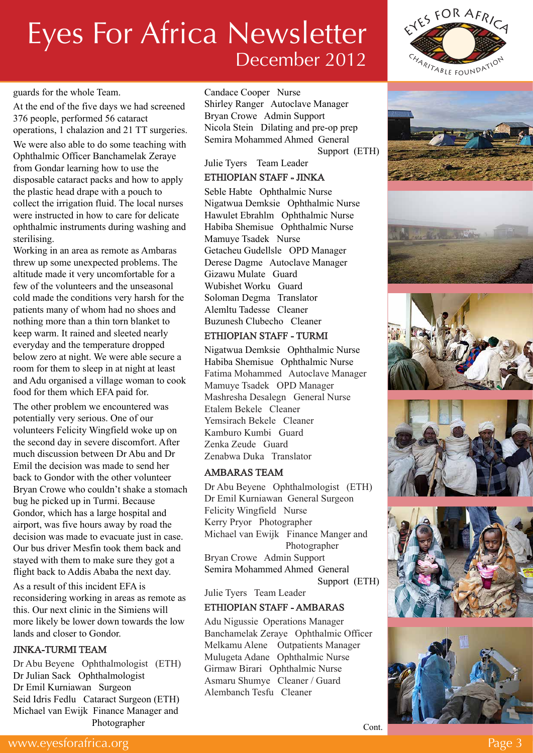guards for the whole Team.

At the end of the five days we had screened 376 people, performed 56 cataract operations, 1 chalazion and 21 TT surgeries.

We were also able to do some teaching with Ophthalmic Officer Banchamelak Zeraye from Gondar learning how to use the disposable cataract packs and how to apply the plastic head drape with a pouch to collect the irrigation fluid. The local nurses were instructed in how to care for delicate ophthalmic instruments during washing and sterilising.

Working in an area as remote as Ambaras threw up some unexpected problems. The altitude made it very uncomfortable for a few of the volunteers and the unseasonal cold made the conditions very harsh for the patients many of whom had no shoes and nothing more than a thin torn blanket to keep warm. It rained and sleeted nearly everyday and the temperature dropped below zero at night. We were able secure a room for them to sleep in at night at least and Adu organised a village woman to cook food for them which EFA paid for.

The other problem we encountered was potentially very serious. One of our volunteers Felicity Wingfield woke up on the second day in severe discomfort. After much discussion between Dr Abu and Dr Emil the decision was made to send her back to Gondor with the other volunteer Bryan Crowe who couldn't shake a stomach bug he picked up in Turmi. Because Gondor, which has a large hospital and airport, was five hours away by road the decision was made to evacuate just in case. Our bus driver Mesfin took them back and stayed with them to make sure they got a flight back to Addis Ababa the next day.

As a result of this incident EFA is reconsidering working in areas as remote as this. Our next clinic in the Simiens will more likely be lower down towards the low lands and closer to Gondor.

### JINKA-TURMI TEAM

Dr Abu Beyene Ophthalmologist (ETH)
Dr Julian Sack Ophthalmologist
Dr Emil Kurniawan Surgeon
Seid Idris Fedlu Cataract Surgeon (ETH)
Michael van Ewijk Finance Manager and Photographer
Candace Cooper Nurse
Shirley Ranger Autoclave Manager
Bryan Crowe Admin Support
Nicola Stein Dilating and pre-op prep
Semira Mohammed Ahmed General Support (ETH)
Julie Tyers Team Leader

### ETHIOPIAN STAFF - JINKA

Seble Habte Ophthalmic Nurse
Nigatwua Demksie Ophthalmic Nurse
Hawulet Ebrahlm Ophthalmic Nurse
Habiba Shemisue Ophthalmic Nurse
Mamuye Tsadek Nurse
Getacheu Gudellsle OPD Manager
Derese Dagme Autoclave Manager
Gizawu Mulate Guard
Wubishet Worku Guard
Soloman Degma Translator
Alemltu Tadesse Cleaner
Buzunesh Clubecho Cleaner

### ETHIOPIAN STAFF - TURMI

Nigatwua Demksie Ophthalmic Nurse
Habiba Shemisue Ophthalmic Nurse
Fatima Mohammed Autoclave Manager
Mamuye Tsadek OPD Manager
Mashresha Desalegn General Nurse
Etalem Bekele Cleaner
Yemsirach Bekele Cleaner
Kamburo Kumbi Guard
Zenka Zeude Guard
Zenabwa Duka Translator

### AMBARAS TEAM

Dr Abu Beyene Ophthalmologist (ETH)
Dr Emil Kurniawan General Surgeon
Felicity Wingfield Nurse
Kerry Pryor Photographer
Michael van Ewijk Finance Manger and Photographer
Bryan Crowe Admin Support
Semira Mohammed Ahmed General Support (ETH)
Julie Tyers Team Leader

### ETHIOPIAN STAFF - AMBARAS

Adu Nigussie Operations Manager
Banchamelak Zeraye Ophthalmic Officer
Melkamu Alene Outpatients Manager
Mulugeta Adane Ophthalmic Nurse
Girmaw Birari Ophthalmic Nurse
Asmaru Shumye Cleaner / Guard
Alembanch Tesfu Cleaner

Cont.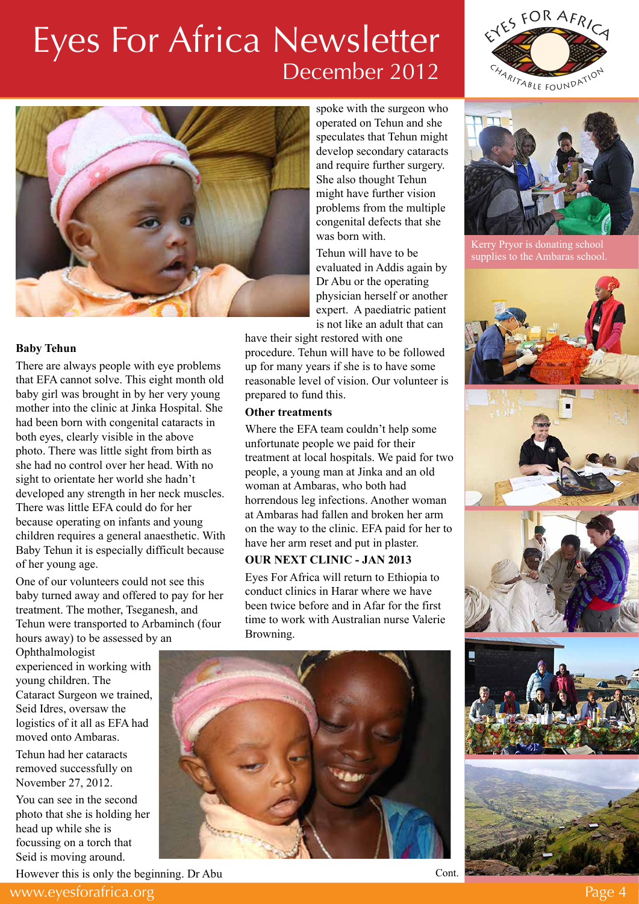# Eyes For Africa Newsletter

## December 2012

**Baby Tehun**

There are always people with eye problems that EFA cannot solve. This eight month old baby girl was brought in by her very young mother into the clinic at Jinka Hospital. She had been born with congenital cataracts in both eyes, clearly visible in the above photo. There was little sight from birth as she had no control over her head. With no sight to orientate her world she hadn't developed any strength in her neck muscles. There was little EFA could do for her because operating on infants and young children requires a general anaesthetic. With Baby Tehun it is especially difficult because of her young age.

One of our volunteers could not see this baby turned away and offered to pay for her treatment. The mother, Tseganesh, and Tehun were transported to Arbaminch (four hours away) to be assessed by an Ophthalmologist experienced in working with young children. The Cataract Surgeon we trained, Seid Idres, oversaw the logistics of it all as EFA had moved onto Ambaras.

Tehun had her cataracts removed successfully on November 27, 2012.

You can see in the second photo that she is holding her head up while she is focussing on a torch that Seid is moving around.

However this is only the beginning. Dr Abu spoke with the surgeon who operated on Tehun and she speculates that Tehun might develop secondary cataracts and require further surgery. She also thought Tehun might have further vision problems from the multiple congenital defects that she was born with.

Tehun will have to be evaluated in Addis again by Dr Abu or the operating physician herself or another expert. A paediatric patient is not like an adult that can have their sight restored with one procedure. Tehun will have to be followed up for many years if she is to have some reasonable level of vision. Our volunteer is prepared to fund this.

**Other treatments**

Where the EFA team couldn't help some unfortunate people we paid for their treatment at local hospitals. We paid for two people, a young man at Jinka and an old woman at Ambaras, who both had horrendous leg infections. Another woman at Ambaras had fallen and broken her arm on the way to the clinic. EFA paid for her to have her arm reset and put in plaster.

**OUR NEXT CLINIC - JAN 2013**

Eyes For Africa will return to Ethiopia to conduct clinics in Harar where we have been twice before and in Afar for the first time to work with Australian nurse Valerie Browning.

Cont.

Kerry Pryor is donating school supplies to the Ambaras school.

www.eyesforafrica.org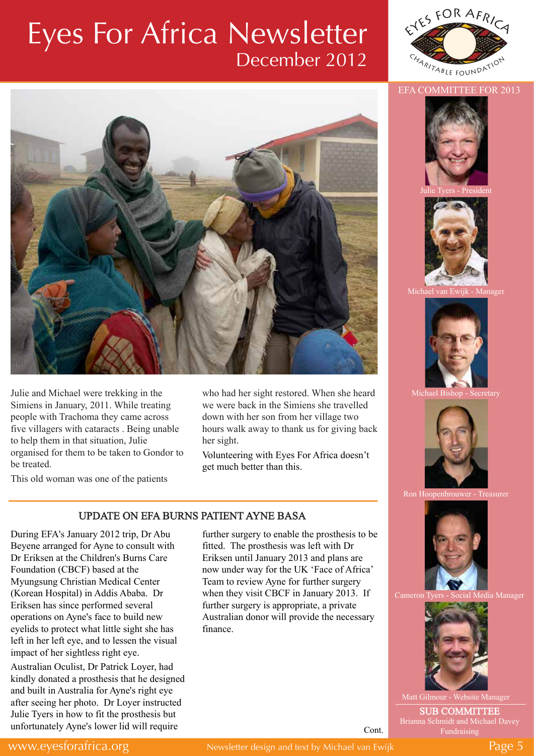# Eyes For Africa Newsletter
## December 2012

Julie and Michael were trekking in the Simiens in January, 2011. While treating people with Trachoma they came across five villagers with cataracts . Being unable to help them in that situation, Julie organised for them to be taken to Gondor to be treated.

This old woman was one of the patients who had her sight restored. When she heard we were back in the Simiens she travelled down with her son from her village two hours walk away to thank us for giving back her sight.

Volunteering with Eyes For Africa doesn't get much better than this.

## UPDATE ON EFA BURNS PATIENT AYNE BASA

During EFA's January 2012 trip, Dr Abu Beyene arranged for Ayne to consult with Dr Eriksen at the Children's Burns Care Foundation (CBCF) based at the Myungsung Christian Medical Center (Korean Hospital) in Addis Ababa. Dr Eriksen has since performed several operations on Ayne's face to build new eyelids to protect what little sight she has left in her left eye, and to lessen the visual impact of her sightless right eye.

Australian Oculist, Dr Patrick Loyer, had kindly donated a prosthesis that he designed and built in Australia for Ayne's right eye after seeing her photo. Dr Loyer instructed Julie Tyers in how to fit the prosthesis but unfortunately Ayne's lower lid will require further surgery to enable the prosthesis to be fitted. The prosthesis was left with Dr Eriksen until January 2013 and plans are now under way for the UK 'Face of Africa' Team to review Ayne for further surgery when they visit CBCF in January 2013. If further surgery is appropriate, a private Australian donor will provide the necessary finance.

Cont.

### EFA COMMITTEE FOR 2013

Julie Tyers - President

Michael van Ewijk - Manager

Michael Bishop - Secretary

Ron Hoopenbrouwer - Treasurer

Cameron Tyers - Social Media Manager

Matt Gilmour - Website Manager

**SUB COMMITTEE**

Brianna Schmidt and Michael Davey

Fundraising

www.eyesforafrica.org

Newsletter design and text by Michael van Ewijk